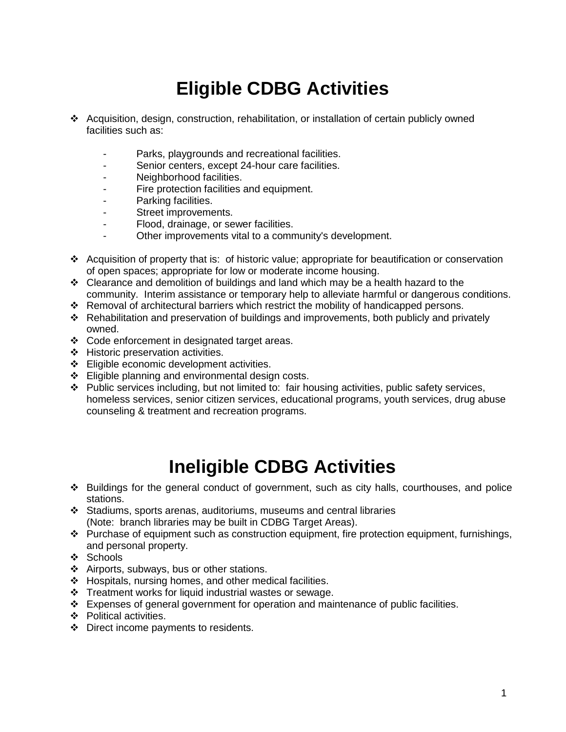# Eligible CDBG Activities

- Acquisition, design, construction, rehabilitation, or installation of certain publicly owned facilities such as:
  - Parks, playgrounds and recreational facilities.
  - Senior centers, except 24-hour care facilities.
  - Neighborhood facilities.
  - Fire protection facilities and equipment.
  - Parking facilities.
  - Street improvements.
  - Flood, drainage, or sewer facilities.
  - Other improvements vital to a community's development.
- Acquisition of property that is: of historic value; appropriate for beautification or conservation of open spaces; appropriate for low or moderate income housing.
- Clearance and demolition of buildings and land which may be a health hazard to the community. Interim assistance or temporary help to alleviate harmful or dangerous conditions.
- Removal of architectural barriers which restrict the mobility of handicapped persons.
- Rehabilitation and preservation of buildings and improvements, both publicly and privately owned.
- Code enforcement in designated target areas.
- Historic preservation activities.
- Eligible economic development activities.
- Eligible planning and environmental design costs.
- Public services including, but not limited to: fair housing activities, public safety services, homeless services, senior citizen services, educational programs, youth services, drug abuse counseling & treatment and recreation programs.

# Ineligible CDBG Activities

- Buildings for the general conduct of government, such as city halls, courthouses, and police stations.
- Stadiums, sports arenas, auditoriums, museums and central libraries
  (Note: branch libraries may be built in CDBG Target Areas).
- Purchase of equipment such as construction equipment, fire protection equipment, furnishings, and personal property.
- Schools
- Airports, subways, bus or other stations.
- Hospitals, nursing homes, and other medical facilities.
- Treatment works for liquid industrial wastes or sewage.
- Expenses of general government for operation and maintenance of public facilities.
- Political activities.
- Direct income payments to residents.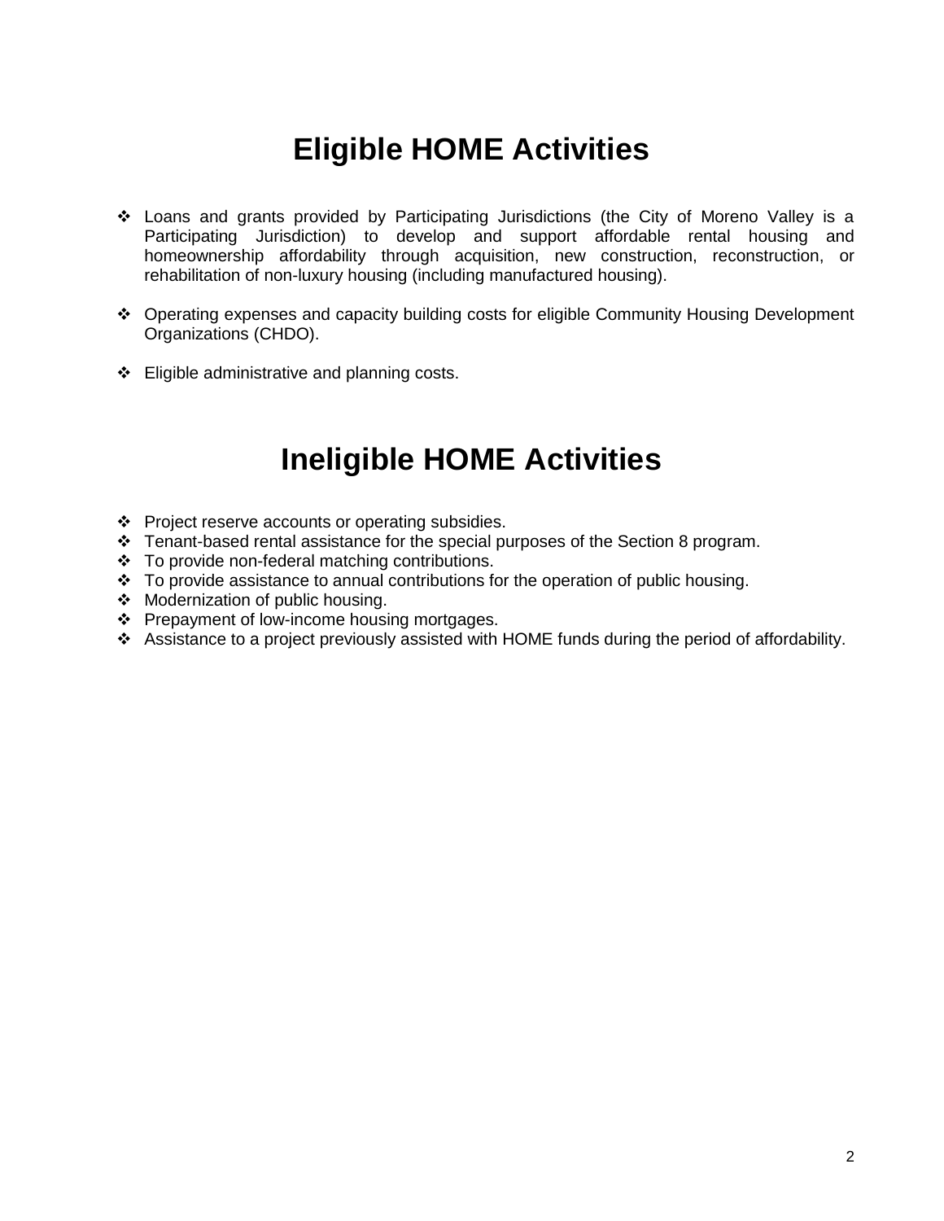# Eligible HOME Activities

- Loans and grants provided by Participating Jurisdictions (the City of Moreno Valley is a Participating Jurisdiction) to develop and support affordable rental housing and homeownership affordability through acquisition, new construction, reconstruction, or rehabilitation of non-luxury housing (including manufactured housing).

- Operating expenses and capacity building costs for eligible Community Housing Development Organizations (CHDO).

- Eligible administrative and planning costs.

# Ineligible HOME Activities

- Project reserve accounts or operating subsidies.
- Tenant-based rental assistance for the special purposes of the Section 8 program.
- To provide non-federal matching contributions.
- To provide assistance to annual contributions for the operation of public housing.
- Modernization of public housing.
- Prepayment of low-income housing mortgages.
- Assistance to a project previously assisted with HOME funds during the period of affordability.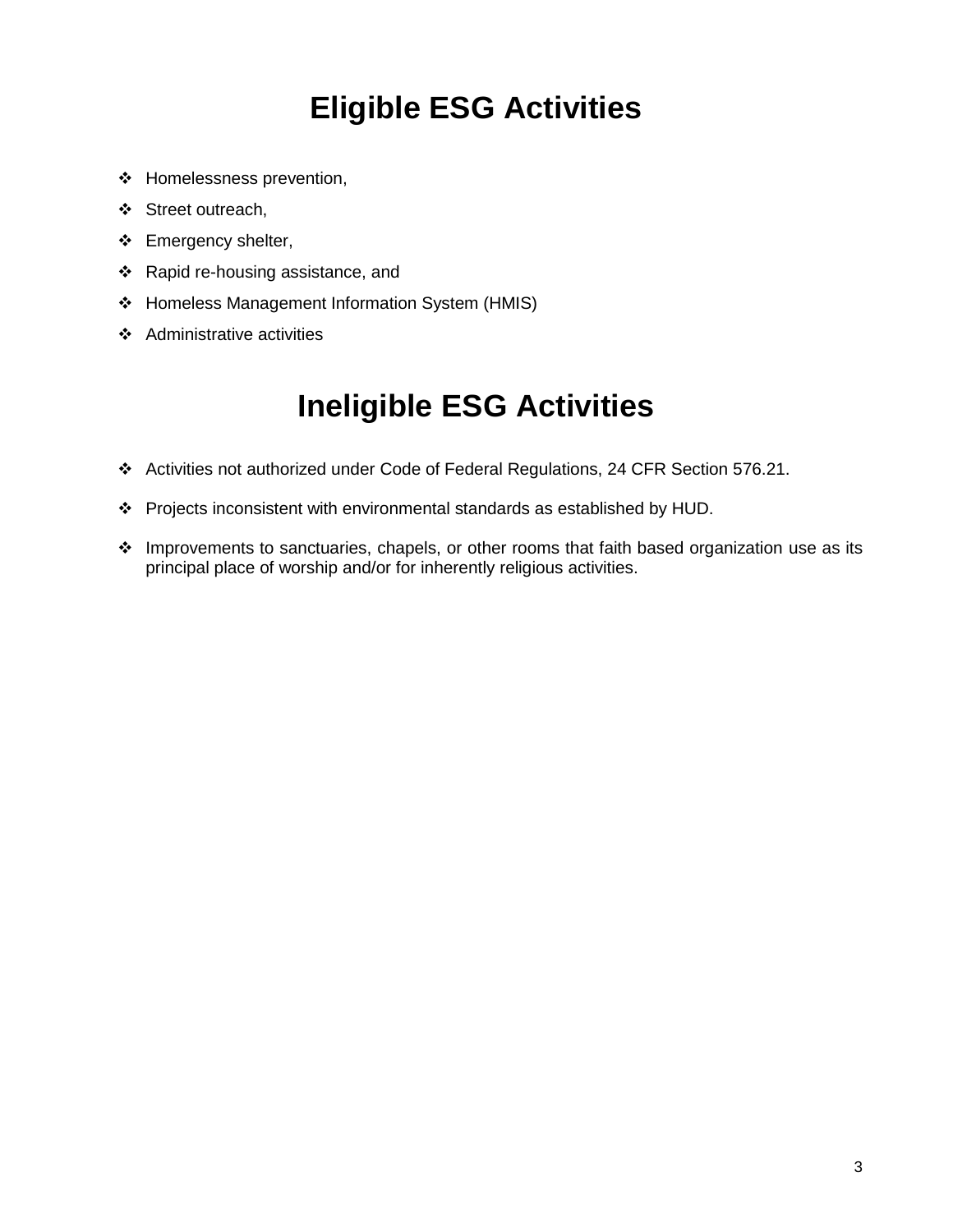# Eligible ESG Activities

- Homelessness prevention,
- Street outreach,
- Emergency shelter,
- Rapid re-housing assistance, and
- Homeless Management Information System (HMIS)
- Administrative activities

# Ineligible ESG Activities

- Activities not authorized under Code of Federal Regulations, 24 CFR Section 576.21.
- Projects inconsistent with environmental standards as established by HUD.
- Improvements to sanctuaries, chapels, or other rooms that faith based organization use as its principal place of worship and/or for inherently religious activities.